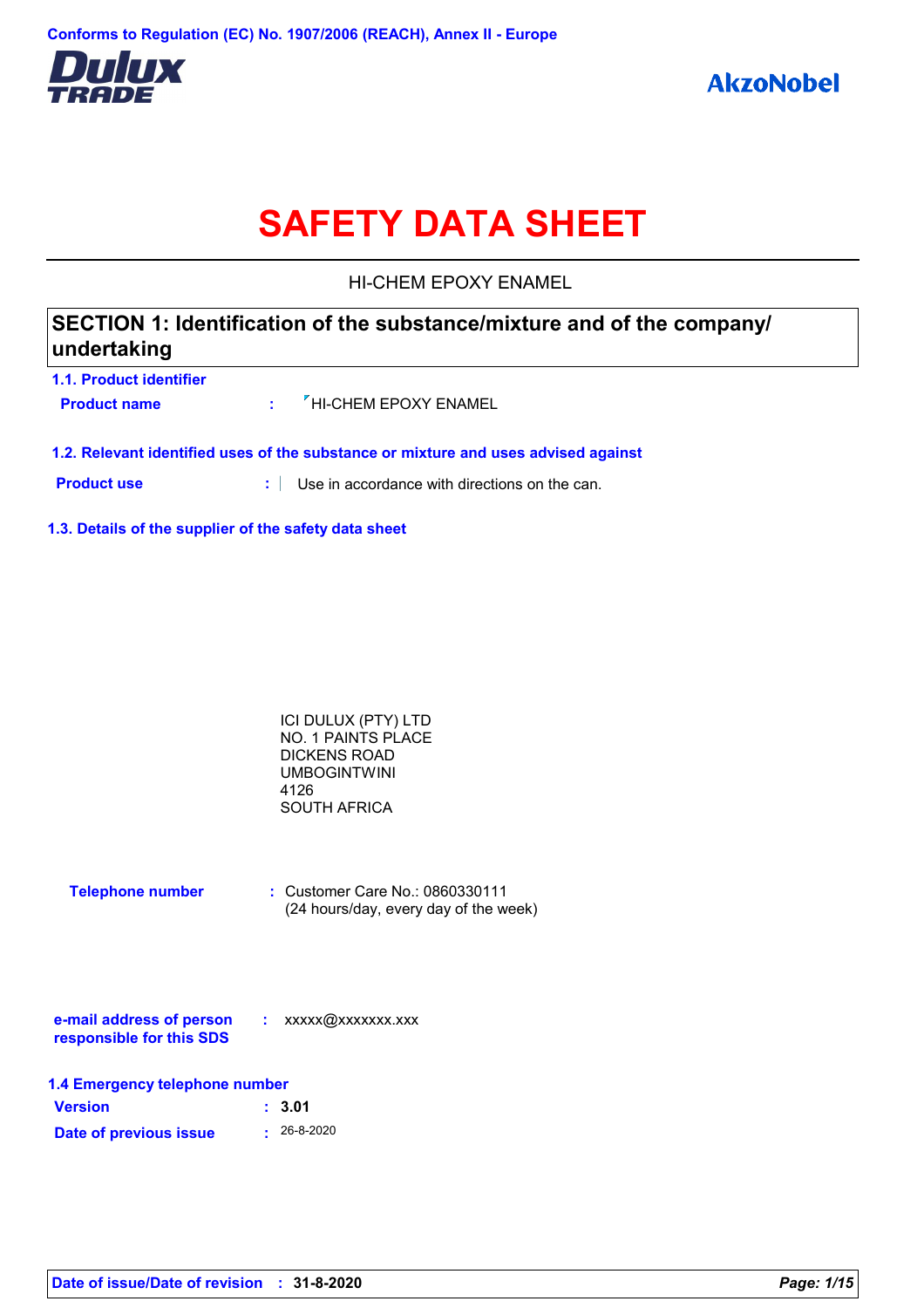Conforms to Regulation (EC) No. 1907/2006 (REACH), Annex II - Europe

Dulux TRADE

AkzoNobel

# SAFETY DATA SHEET

HI-CHEM EPOXY ENAMEL

## SECTION 1: Identification of the substance/mixture and of the company/ undertaking

### 1.1. Product identifier

**Product name** : HI-CHEM EPOXY ENAMEL

### 1.2. Relevant identified uses of the substance or mixture and uses advised against

**Product use** : Use in accordance with directions on the can.

### 1.3. Details of the supplier of the safety data sheet

ICI DULUX (PTY) LTD
NO. 1 PAINTS PLACE
DICKENS ROAD
UMBOGINTWINI
4126
SOUTH AFRICA

**Telephone number** : Customer Care No.: 0860330111
(24 hours/day, every day of the week)

**e-mail address of person responsible for this SDS** : xxxxx@xxxxxxx.xxx

### 1.4 Emergency telephone number

**Version** : **3.01**

**Date of previous issue** : 26-8-2020

**Date of issue/Date of revision** : **31-8-2020**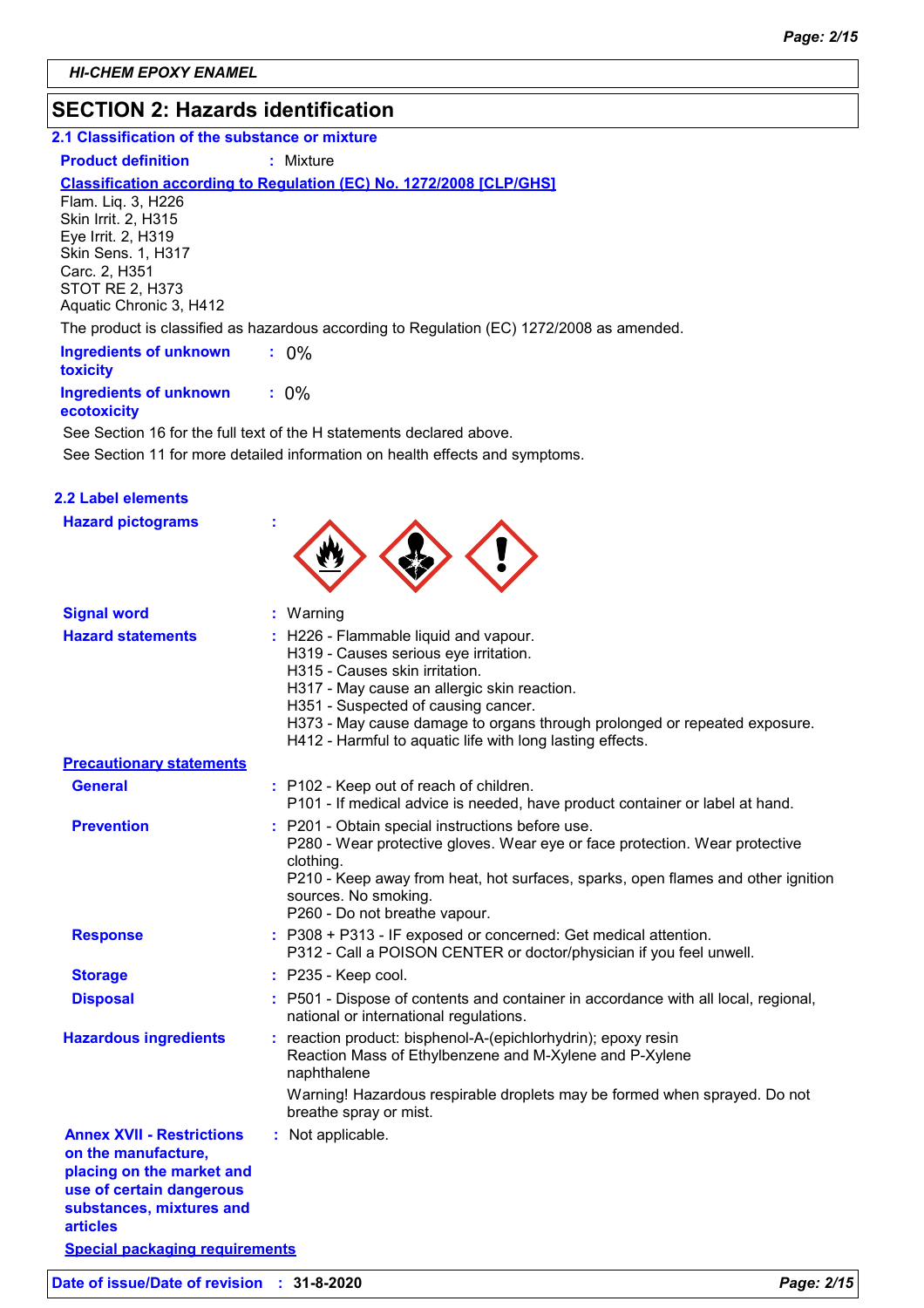## SECTION 2: Hazards identification

### 2.1 Classification of the substance or mixture

**Product definition** : Mixture

**Classification according to Regulation (EC) No. 1272/2008 [CLP/GHS]**

Flam. Liq. 3, H226
Skin Irrit. 2, H315
Eye Irrit. 2, H319
Skin Sens. 1, H317
Carc. 2, H351
STOT RE 2, H373
Aquatic Chronic 3, H412

The product is classified as hazardous according to Regulation (EC) 1272/2008 as amended.

**Ingredients of unknown toxicity** : 0%

**Ingredients of unknown ecotoxicity** : 0%

See Section 16 for the full text of the H statements declared above.

See Section 11 for more detailed information on health effects and symptoms.

### 2.2 Label elements

**Hazard pictograms** :

**Signal word** : Warning

**Hazard statements** :
H226 - Flammable liquid and vapour.
H319 - Causes serious eye irritation.
H315 - Causes skin irritation.
H317 - May cause an allergic skin reaction.
H351 - Suspected of causing cancer.
H373 - May cause damage to organs through prolonged or repeated exposure.
H412 - Harmful to aquatic life with long lasting effects.

**Precautionary statements**

**General** :
P102 - Keep out of reach of children.
P101 - If medical advice is needed, have product container or label at hand.

**Prevention** :
P201 - Obtain special instructions before use.
P280 - Wear protective gloves. Wear eye or face protection. Wear protective clothing.
P210 - Keep away from heat, hot surfaces, sparks, open flames and other ignition sources. No smoking.
P260 - Do not breathe vapour.

**Response** :
P308 + P313 - IF exposed or concerned: Get medical attention.
P312 - Call a POISON CENTER or doctor/physician if you feel unwell.

**Storage** : P235 - Keep cool.

**Disposal** : P501 - Dispose of contents and container in accordance with all local, regional, national or international regulations.

**Hazardous ingredients** :
reaction product: bisphenol-A-(epichlorhydrin); epoxy resin
Reaction Mass of Ethylbenzene and M-Xylene and P-Xylene
naphthalene

Warning! Hazardous respirable droplets may be formed when sprayed. Do not breathe spray or mist.

**Annex XVII - Restrictions on the manufacture, placing on the market and use of certain dangerous substances, mixtures and articles** : Not applicable.

**Special packaging requirements**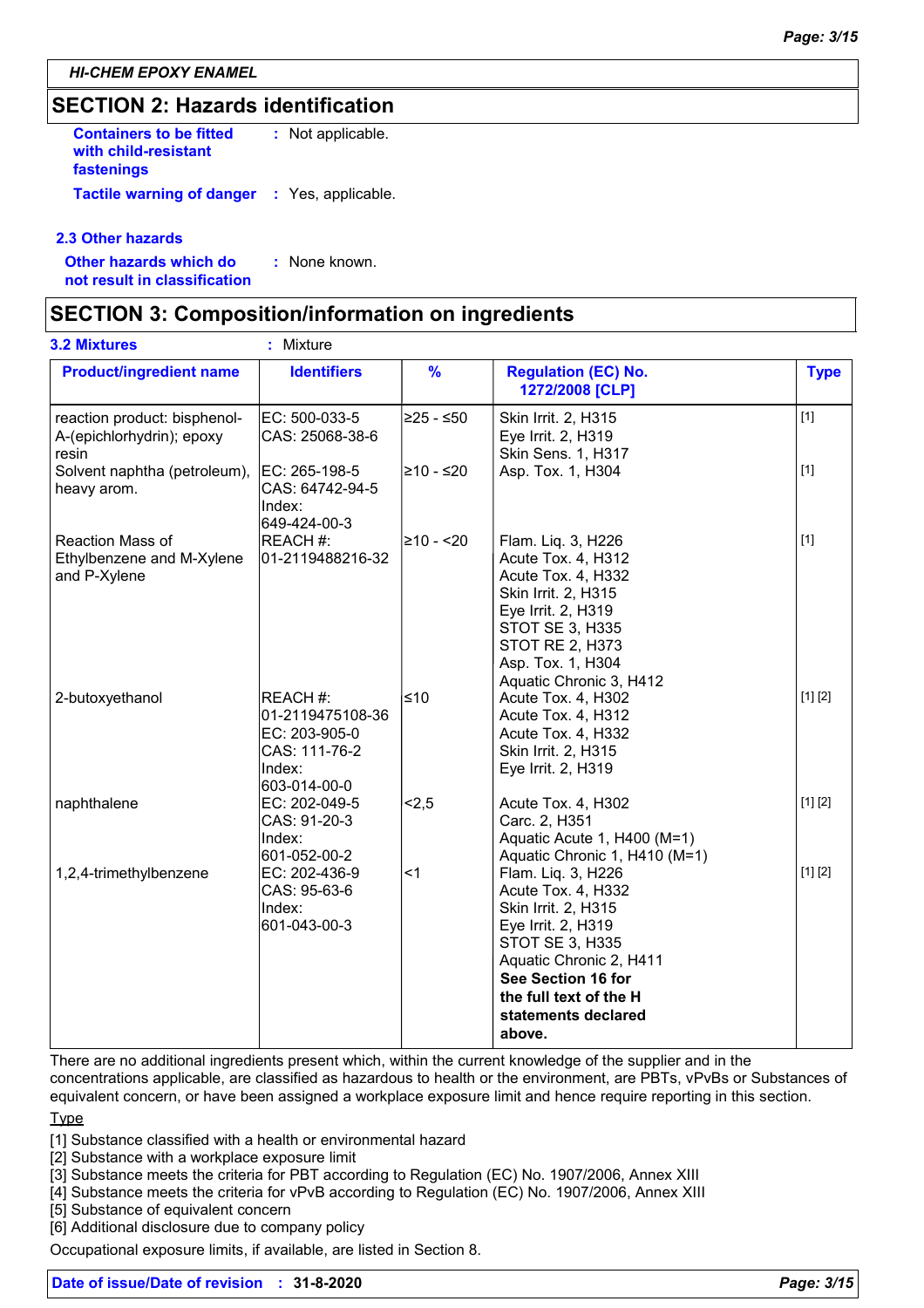**HI-CHEM EPOXY ENAMEL**

## SECTION 2: Hazards identification

**Containers to be fitted with child-resistant fastenings** : Not applicable.

**Tactile warning of danger** : Yes, applicable.

### 2.3 Other hazards

**Other hazards which do not result in classification** : None known.

## SECTION 3: Composition/information on ingredients

**3.2 Mixtures** : Mixture

| Product/ingredient name | Identifiers | % | Regulation (EC) No. 1272/2008 [CLP] | Type |
|---|---|---|---|---|
| reaction product: bisphenol-A-(epichlorhydrin); epoxy resin | EC: 500-033-5<br>CAS: 25068-38-6 | ≥25 - ≤50 | Skin Irrit. 2, H315<br>Eye Irrit. 2, H319<br>Skin Sens. 1, H317 | [1] |
| Solvent naphtha (petroleum), heavy arom. | EC: 265-198-5<br>CAS: 64742-94-5<br>Index: 649-424-00-3 | ≥10 - ≤20 | Asp. Tox. 1, H304 | [1] |
| Reaction Mass of Ethylbenzene and M-Xylene and P-Xylene | REACH #: 01-2119488216-32 | ≥10 - <20 | Flam. Liq. 3, H226<br>Acute Tox. 4, H312<br>Acute Tox. 4, H332<br>Skin Irrit. 2, H315<br>Eye Irrit. 2, H319<br>STOT SE 3, H335<br>STOT RE 2, H373<br>Asp. Tox. 1, H304<br>Aquatic Chronic 3, H412 | [1] |
| 2-butoxyethanol | REACH #: 01-2119475108-36<br>EC: 203-905-0<br>CAS: 111-76-2<br>Index: 603-014-00-0 | ≤10 | Acute Tox. 4, H302<br>Acute Tox. 4, H312<br>Acute Tox. 4, H332<br>Skin Irrit. 2, H315<br>Eye Irrit. 2, H319 | [1] [2] |
| naphthalene | EC: 202-049-5<br>CAS: 91-20-3<br>Index: 601-052-00-2 | <2,5 | Acute Tox. 4, H302<br>Carc. 2, H351<br>Aquatic Acute 1, H400 (M=1)<br>Aquatic Chronic 1, H410 (M=1) | [1] [2] |
| 1,2,4-trimethylbenzene | EC: 202-436-9<br>CAS: 95-63-6<br>Index: 601-043-00-3 | <1 | Flam. Liq. 3, H226<br>Acute Tox. 4, H332<br>Skin Irrit. 2, H315<br>Eye Irrit. 2, H319<br>STOT SE 3, H335<br>Aquatic Chronic 2, H411<br>**See Section 16 for the full text of the H statements declared above.** | [1] [2] |

There are no additional ingredients present which, within the current knowledge of the supplier and in the concentrations applicable, are classified as hazardous to health or the environment, are PBTs, vPvBs or Substances of equivalent concern, or have been assigned a workplace exposure limit and hence require reporting in this section.

Type

[1] Substance classified with a health or environmental hazard
[2] Substance with a workplace exposure limit
[3] Substance meets the criteria for PBT according to Regulation (EC) No. 1907/2006, Annex XIII
[4] Substance meets the criteria for vPvB according to Regulation (EC) No. 1907/2006, Annex XIII
[5] Substance of equivalent concern
[6] Additional disclosure due to company policy

Occupational exposure limits, if available, are listed in Section 8.

**Date of issue/Date of revision** : **31-8-2020**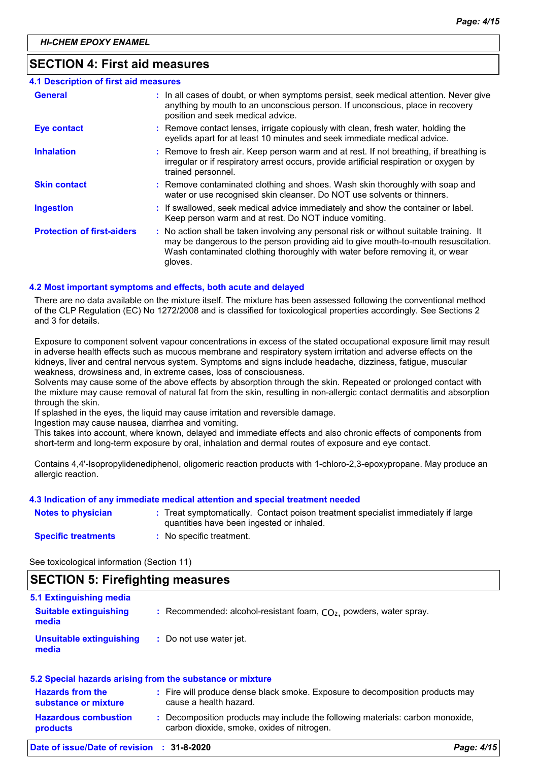## SECTION 4: First aid measures

### 4.1 Description of first aid measures

| | |
|---|---|
| **General** | In all cases of doubt, or when symptoms persist, seek medical attention. Never give anything by mouth to an unconscious person. If unconscious, place in recovery position and seek medical advice. |
| **Eye contact** | Remove contact lenses, irrigate copiously with clean, fresh water, holding the eyelids apart for at least 10 minutes and seek immediate medical advice. |
| **Inhalation** | Remove to fresh air. Keep person warm and at rest. If not breathing, if breathing is irregular or if respiratory arrest occurs, provide artificial respiration or oxygen by trained personnel. |
| **Skin contact** | Remove contaminated clothing and shoes. Wash skin thoroughly with soap and water or use recognised skin cleanser. Do NOT use solvents or thinners. |
| **Ingestion** | If swallowed, seek medical advice immediately and show the container or label. Keep person warm and at rest. Do NOT induce vomiting. |
| **Protection of first-aiders** | No action shall be taken involving any personal risk or without suitable training. It may be dangerous to the person providing aid to give mouth-to-mouth resuscitation. Wash contaminated clothing thoroughly with water before removing it, or wear gloves. |

### 4.2 Most important symptoms and effects, both acute and delayed

There are no data available on the mixture itself. The mixture has been assessed following the conventional method of the CLP Regulation (EC) No 1272/2008 and is classified for toxicological properties accordingly. See Sections 2 and 3 for details.

Exposure to component solvent vapour concentrations in excess of the stated occupational exposure limit may result in adverse health effects such as mucous membrane and respiratory system irritation and adverse effects on the kidneys, liver and central nervous system. Symptoms and signs include headache, dizziness, fatigue, muscular weakness, drowsiness and, in extreme cases, loss of consciousness.
Solvents may cause some of the above effects by absorption through the skin. Repeated or prolonged contact with the mixture may cause removal of natural fat from the skin, resulting in non-allergic contact dermatitis and absorption through the skin.
If splashed in the eyes, the liquid may cause irritation and reversible damage.
Ingestion may cause nausea, diarrhea and vomiting.
This takes into account, where known, delayed and immediate effects and also chronic effects of components from short-term and long-term exposure by oral, inhalation and dermal routes of exposure and eye contact.

Contains 4,4'-Isopropylidenediphenol, oligomeric reaction products with 1-chloro-2,3-epoxypropane. May produce an allergic reaction.

### 4.3 Indication of any immediate medical attention and special treatment needed

| | |
|---|---|
| **Notes to physician** | Treat symptomatically. Contact poison treatment specialist immediately if large quantities have been ingested or inhaled. |
| **Specific treatments** | No specific treatment. |

See toxicological information (Section 11)

## SECTION 5: Firefighting measures

### 5.1 Extinguishing media

| | |
|---|---|
| **Suitable extinguishing media** | Recommended: alcohol-resistant foam, $CO_2$, powders, water spray. |
| **Unsuitable extinguishing media** | Do not use water jet. |

### 5.2 Special hazards arising from the substance or mixture

| | |
|---|---|
| **Hazards from the substance or mixture** | Fire will produce dense black smoke. Exposure to decomposition products may cause a health hazard. |
| **Hazardous combustion products** | Decomposition products may include the following materials: carbon monoxide, carbon dioxide, smoke, oxides of nitrogen. |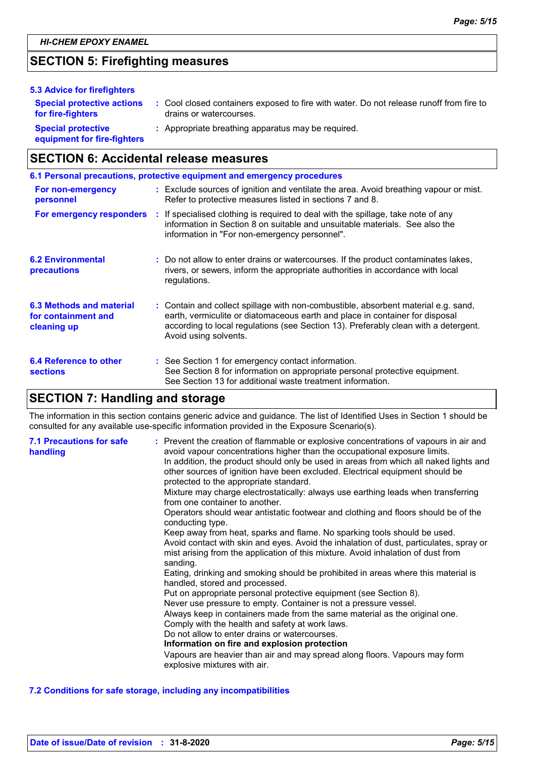## SECTION 5: Firefighting measures

### 5.3 Advice for firefighters

**Special protective actions for fire-fighters** : Cool closed containers exposed to fire with water. Do not release runoff from fire to drains or watercourses.

**Special protective equipment for fire-fighters** : Appropriate breathing apparatus may be required.

## SECTION 6: Accidental release measures

### 6.1 Personal precautions, protective equipment and emergency procedures

**For non-emergency personnel** : Exclude sources of ignition and ventilate the area. Avoid breathing vapour or mist. Refer to protective measures listed in sections 7 and 8.

**For emergency responders** : If specialised clothing is required to deal with the spillage, take note of any information in Section 8 on suitable and unsuitable materials. See also the information in "For non-emergency personnel".

### 6.2 Environmental precautions

: Do not allow to enter drains or watercourses. If the product contaminates lakes, rivers, or sewers, inform the appropriate authorities in accordance with local regulations.

### 6.3 Methods and material for containment and cleaning up

: Contain and collect spillage with non-combustible, absorbent material e.g. sand, earth, vermiculite or diatomaceous earth and place in container for disposal according to local regulations (see Section 13). Preferably clean with a detergent. Avoid using solvents.

### 6.4 Reference to other sections

: See Section 1 for emergency contact information.
See Section 8 for information on appropriate personal protective equipment.
See Section 13 for additional waste treatment information.

## SECTION 7: Handling and storage

The information in this section contains generic advice and guidance. The list of Identified Uses in Section 1 should be consulted for any available use-specific information provided in the Exposure Scenario(s).

### 7.1 Precautions for safe handling

: Prevent the creation of flammable or explosive concentrations of vapours in air and avoid vapour concentrations higher than the occupational exposure limits.
In addition, the product should only be used in areas from which all naked lights and other sources of ignition have been excluded. Electrical equipment should be protected to the appropriate standard.
Mixture may charge electrostatically: always use earthing leads when transferring from one container to another.
Operators should wear antistatic footwear and clothing and floors should be of the conducting type.
Keep away from heat, sparks and flame. No sparking tools should be used.
Avoid contact with skin and eyes. Avoid the inhalation of dust, particulates, spray or mist arising from the application of this mixture. Avoid inhalation of dust from sanding.
Eating, drinking and smoking should be prohibited in areas where this material is handled, stored and processed.
Put on appropriate personal protective equipment (see Section 8).
Never use pressure to empty. Container is not a pressure vessel.
Always keep in containers made from the same material as the original one.
Comply with the health and safety at work laws.
Do not allow to enter drains or watercourses.
**Information on fire and explosion protection**
Vapours are heavier than air and may spread along floors. Vapours may form explosive mixtures with air.

### 7.2 Conditions for safe storage, including any incompatibilities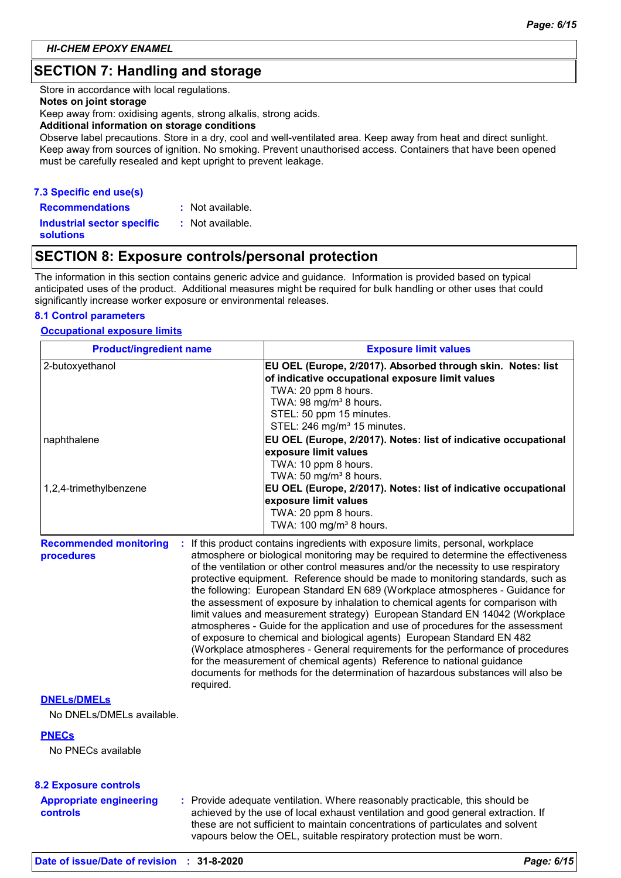## SECTION 7: Handling and storage

Store in accordance with local regulations.

**Notes on joint storage**

Keep away from: oxidising agents, strong alkalis, strong acids.

**Additional information on storage conditions**

Observe label precautions. Store in a dry, cool and well-ventilated area. Keep away from heat and direct sunlight. Keep away from sources of ignition. No smoking. Prevent unauthorised access. Containers that have been opened must be carefully resealed and kept upright to prevent leakage.

### 7.3 Specific end use(s)

**Recommendations** : Not available.

**Industrial sector specific solutions** : Not available.

## SECTION 8: Exposure controls/personal protection

The information in this section contains generic advice and guidance. Information is provided based on typical anticipated uses of the product. Additional measures might be required for bulk handling or other uses that could significantly increase worker exposure or environmental releases.

### 8.1 Control parameters

**Occupational exposure limits**

| Product/ingredient name | Exposure limit values |
|---|---|
| 2-butoxyethanol | **EU OEL (Europe, 2/2017). Absorbed through skin. Notes: list of indicative occupational exposure limit values**<br>TWA: 20 ppm 8 hours.<br>TWA: 98 mg/m³ 8 hours.<br>STEL: 50 ppm 15 minutes.<br>STEL: 246 mg/m³ 15 minutes. |
| naphthalene | **EU OEL (Europe, 2/2017). Notes: list of indicative occupational exposure limit values**<br>TWA: 10 ppm 8 hours.<br>TWA: 50 mg/m³ 8 hours. |
| 1,2,4-trimethylbenzene | **EU OEL (Europe, 2/2017). Notes: list of indicative occupational exposure limit values**<br>TWA: 20 ppm 8 hours.<br>TWA: 100 mg/m³ 8 hours. |

**Recommended monitoring procedures** : If this product contains ingredients with exposure limits, personal, workplace atmosphere or biological monitoring may be required to determine the effectiveness of the ventilation or other control measures and/or the necessity to use respiratory protective equipment. Reference should be made to monitoring standards, such as the following: European Standard EN 689 (Workplace atmospheres - Guidance for the assessment of exposure by inhalation to chemical agents for comparison with limit values and measurement strategy) European Standard EN 14042 (Workplace atmospheres - Guide for the application and use of procedures for the assessment of exposure to chemical and biological agents) European Standard EN 482 (Workplace atmospheres - General requirements for the performance of procedures for the measurement of chemical agents) Reference to national guidance documents for methods for the determination of hazardous substances will also be required.

**DNELs/DMELs**

No DNELs/DMELs available.

**PNECs**

No PNECs available

### 8.2 Exposure controls

**Appropriate engineering controls** : Provide adequate ventilation. Where reasonably practicable, this should be achieved by the use of local exhaust ventilation and good general extraction. If these are not sufficient to maintain concentrations of particulates and solvent vapours below the OEL, suitable respiratory protection must be worn.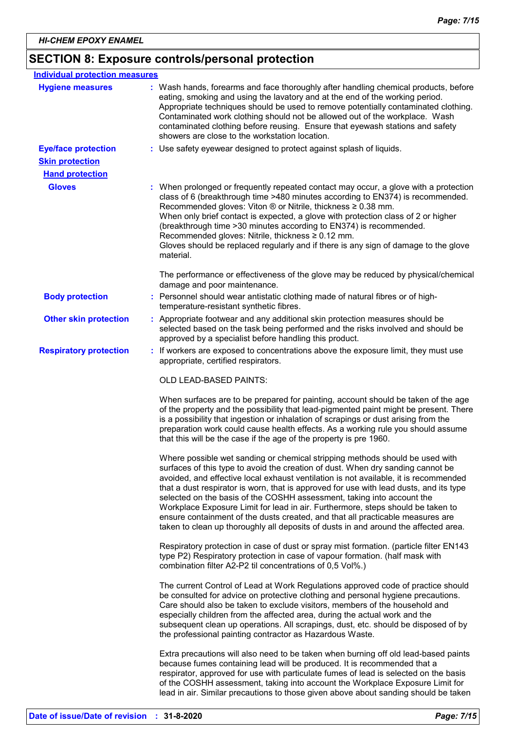## SECTION 8: Exposure controls/personal protection

### Individual protection measures

**Hygiene measures** : Wash hands, forearms and face thoroughly after handling chemical products, before eating, smoking and using the lavatory and at the end of the working period. Appropriate techniques should be used to remove potentially contaminated clothing. Contaminated work clothing should not be allowed out of the workplace. Wash contaminated clothing before reusing. Ensure that eyewash stations and safety showers are close to the workstation location.

**Eye/face protection** : Use safety eyewear designed to protect against splash of liquids.

**Skin protection**

**Hand protection**

**Gloves** : When prolonged or frequently repeated contact may occur, a glove with a protection class of 6 (breakthrough time >480 minutes according to EN374) is recommended. Recommended gloves: Viton ® or Nitrile, thickness ≥ 0.38 mm.
When only brief contact is expected, a glove with protection class of 2 or higher (breakthrough time >30 minutes according to EN374) is recommended.
Recommended gloves: Nitrile, thickness ≥ 0.12 mm.
Gloves should be replaced regularly and if there is any sign of damage to the glove material.

The performance or effectiveness of the glove may be reduced by physical/chemical damage and poor maintenance.

**Body protection** : Personnel should wear antistatic clothing made of natural fibres or of high-temperature-resistant synthetic fibres.

**Other skin protection** : Appropriate footwear and any additional skin protection measures should be selected based on the task being performed and the risks involved and should be approved by a specialist before handling this product.

**Respiratory protection** : If workers are exposed to concentrations above the exposure limit, they must use appropriate, certified respirators.

OLD LEAD-BASED PAINTS:

When surfaces are to be prepared for painting, account should be taken of the age of the property and the possibility that lead-pigmented paint might be present. There is a possibility that ingestion or inhalation of scrapings or dust arising from the preparation work could cause health effects. As a working rule you should assume that this will be the case if the age of the property is pre 1960.

Where possible wet sanding or chemical stripping methods should be used with surfaces of this type to avoid the creation of dust. When dry sanding cannot be avoided, and effective local exhaust ventilation is not available, it is recommended that a dust respirator is worn, that is approved for use with lead dusts, and its type selected on the basis of the COSHH assessment, taking into account the Workplace Exposure Limit for lead in air. Furthermore, steps should be taken to ensure containment of the dusts created, and that all practicable measures are taken to clean up thoroughly all deposits of dusts in and around the affected area.

Respiratory protection in case of dust or spray mist formation. (particle filter EN143 type P2) Respiratory protection in case of vapour formation. (half mask with combination filter A2-P2 til concentrations of 0,5 Vol%.)

The current Control of Lead at Work Regulations approved code of practice should be consulted for advice on protective clothing and personal hygiene precautions. Care should also be taken to exclude visitors, members of the household and especially children from the affected area, during the actual work and the subsequent clean up operations. All scrapings, dust, etc. should be disposed of by the professional painting contractor as Hazardous Waste.

Extra precautions will also need to be taken when burning off old lead-based paints because fumes containing lead will be produced. It is recommended that a respirator, approved for use with particulate fumes of lead is selected on the basis of the COSHH assessment, taking into account the Workplace Exposure Limit for lead in air. Similar precautions to those given above about sanding should be taken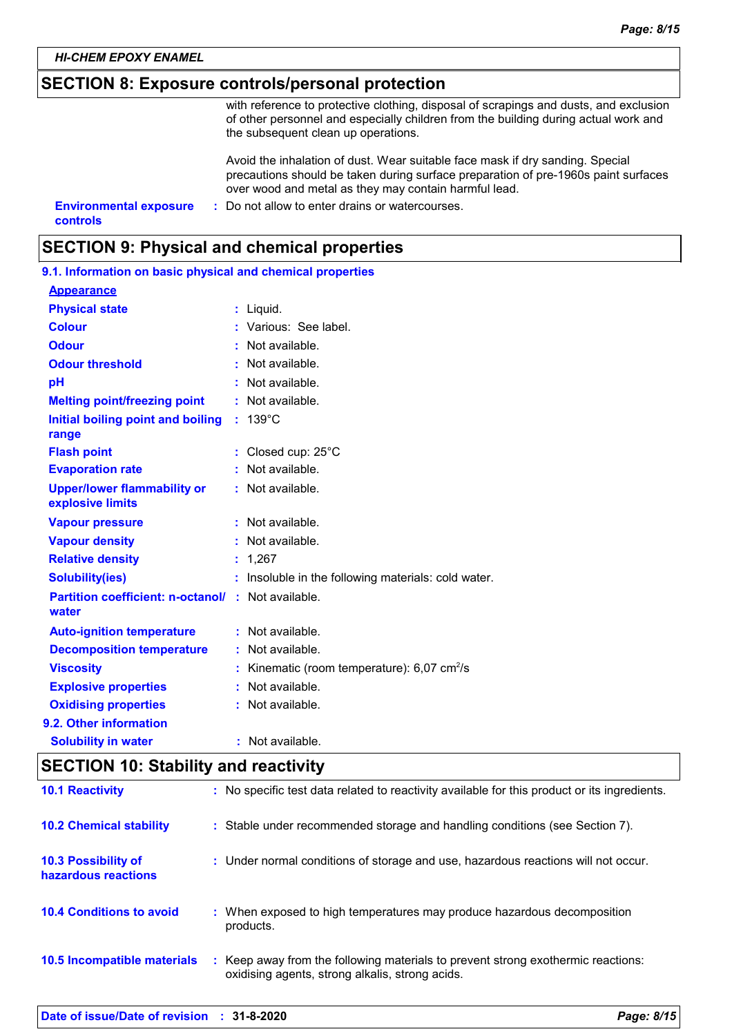## SECTION 8: Exposure controls/personal protection

with reference to protective clothing, disposal of scrapings and dusts, and exclusion of other personnel and especially children from the building during actual work and the subsequent clean up operations.

Avoid the inhalation of dust. Wear suitable face mask if dry sanding. Special precautions should be taken during surface preparation of pre-1960s paint surfaces over wood and metal as they may contain harmful lead.

| | |
|---|---|
| **Environmental exposure controls** | : Do not allow to enter drains or watercourses. |

## SECTION 9: Physical and chemical properties

### 9.1. Information on basic physical and chemical properties

**Appearance**

| | |
|---|---|
| **Physical state** | : Liquid. |
| **Colour** | : Various: See label. |
| **Odour** | : Not available. |
| **Odour threshold** | : Not available. |
| **pH** | : Not available. |
| **Melting point/freezing point** | : Not available. |
| **Initial boiling point and boiling range** | : 139°C |
| **Flash point** | : Closed cup: 25°C |
| **Evaporation rate** | : Not available. |
| **Upper/lower flammability or explosive limits** | : Not available. |
| **Vapour pressure** | : Not available. |
| **Vapour density** | : Not available. |
| **Relative density** | : 1,267 |
| **Solubility(ies)** | : Insoluble in the following materials: cold water. |
| **Partition coefficient: n-octanol/ water** | : Not available. |
| **Auto-ignition temperature** | : Not available. |
| **Decomposition temperature** | : Not available. |
| **Viscosity** | : Kinematic (room temperature): 6,07 $cm^2/s$ |
| **Explosive properties** | : Not available. |
| **Oxidising properties** | : Not available. |

### 9.2. Other information

| | |
|---|---|
| **Solubility in water** | : Not available. |

## SECTION 10: Stability and reactivity

| | |
|---|---|
| **10.1 Reactivity** | : No specific test data related to reactivity available for this product or its ingredients. |
| **10.2 Chemical stability** | : Stable under recommended storage and handling conditions (see Section 7). |
| **10.3 Possibility of hazardous reactions** | : Under normal conditions of storage and use, hazardous reactions will not occur. |
| **10.4 Conditions to avoid** | : When exposed to high temperatures may produce hazardous decomposition products. |
| **10.5 Incompatible materials** | : Keep away from the following materials to prevent strong exothermic reactions: oxidising agents, strong alkalis, strong acids. |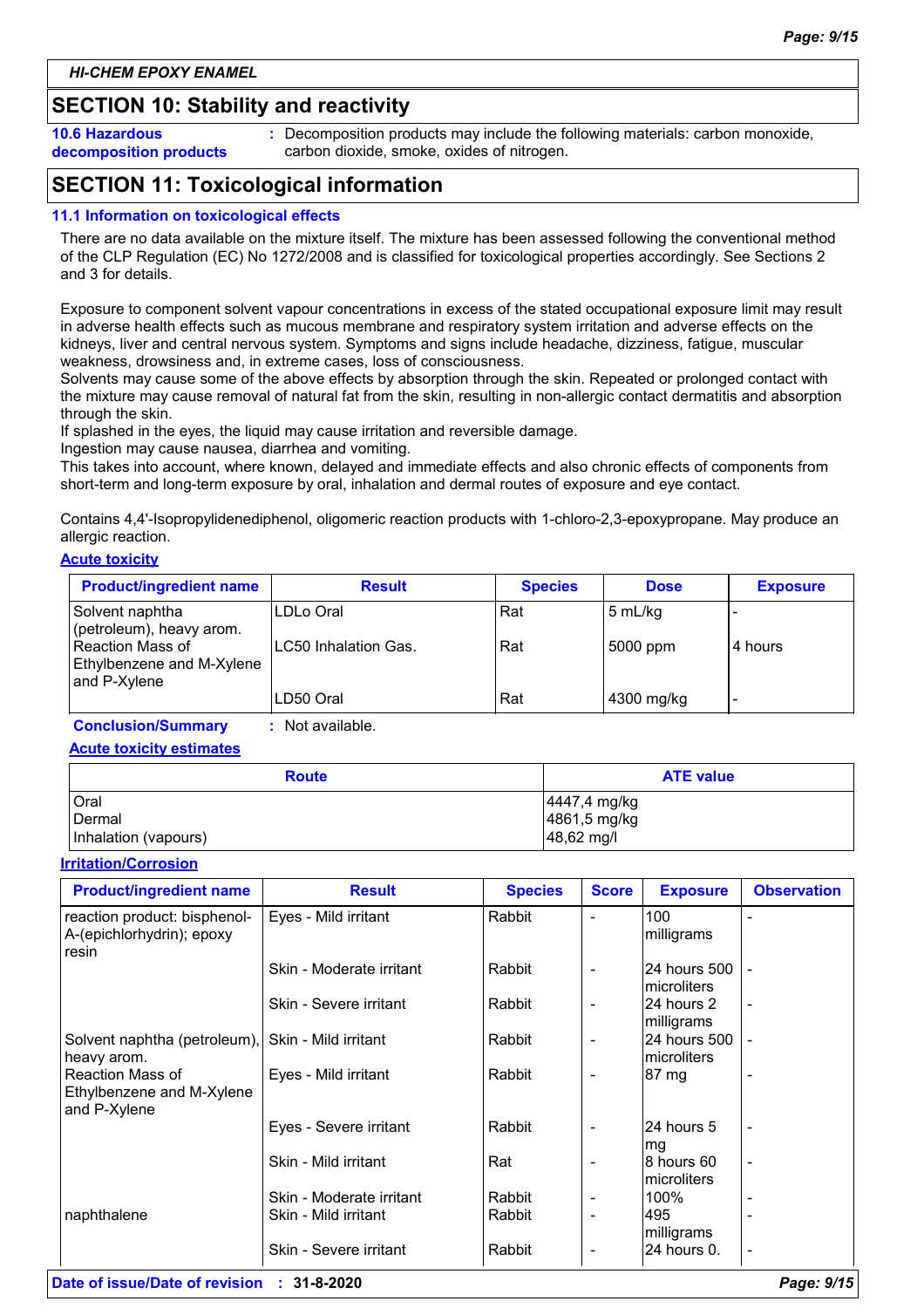**HI-CHEM EPOXY ENAMEL**

## SECTION 10: Stability and reactivity

**10.6 Hazardous decomposition products** : Decomposition products may include the following materials: carbon monoxide, carbon dioxide, smoke, oxides of nitrogen.

## SECTION 11: Toxicological information

### 11.1 Information on toxicological effects

There are no data available on the mixture itself. The mixture has been assessed following the conventional method of the CLP Regulation (EC) No 1272/2008 and is classified for toxicological properties accordingly. See Sections 2 and 3 for details.

Exposure to component solvent vapour concentrations in excess of the stated occupational exposure limit may result in adverse health effects such as mucous membrane and respiratory system irritation and adverse effects on the kidneys, liver and central nervous system. Symptoms and signs include headache, dizziness, fatigue, muscular weakness, drowsiness and, in extreme cases, loss of consciousness.
Solvents may cause some of the above effects by absorption through the skin. Repeated or prolonged contact with the mixture may cause removal of natural fat from the skin, resulting in non-allergic contact dermatitis and absorption through the skin.
If splashed in the eyes, the liquid may cause irritation and reversible damage.
Ingestion may cause nausea, diarrhea and vomiting.
This takes into account, where known, delayed and immediate effects and also chronic effects of components from short-term and long-term exposure by oral, inhalation and dermal routes of exposure and eye contact.

Contains 4,4'-Isopropylidenediphenol, oligomeric reaction products with 1-chloro-2,3-epoxypropane. May produce an allergic reaction.

**Acute toxicity**

| Product/ingredient name | Result | Species | Dose | Exposure |
|---|---|---|---|---|
| Solvent naphtha (petroleum), heavy arom. | LDLo Oral | Rat | 5 mL/kg | - |
| Reaction Mass of Ethylbenzene and M-Xylene and P-Xylene | LC50 Inhalation Gas. | Rat | 5000 ppm | 4 hours |
| | LD50 Oral | Rat | 4300 mg/kg | - |

**Conclusion/Summary** : Not available.

**Acute toxicity estimates**

| Route | ATE value |
|---|---|
| Oral | 4447,4 mg/kg |
| Dermal | 4861,5 mg/kg |
| Inhalation (vapours) | 48,62 mg/l |

**Irritation/Corrosion**

| Product/ingredient name | Result | Species | Score | Exposure | Observation |
|---|---|---|---|---|---|
| reaction product: bisphenol-A-(epichlorhydrin); epoxy resin | Eyes - Mild irritant | Rabbit | - | 100 milligrams | - |
| | Skin - Moderate irritant | Rabbit | - | 24 hours 500 microliters | - |
| | Skin - Severe irritant | Rabbit | - | 24 hours 2 milligrams | - |
| Solvent naphtha (petroleum), heavy arom. | Skin - Mild irritant | Rabbit | - | 24 hours 500 microliters | - |
| Reaction Mass of Ethylbenzene and M-Xylene and P-Xylene | Eyes - Mild irritant | Rabbit | - | 87 mg | - |
| | Eyes - Severe irritant | Rabbit | - | 24 hours 5 mg | - |
| | Skin - Mild irritant | Rat | - | 8 hours 60 microliters | - |
| | Skin - Moderate irritant | Rabbit | - | 100% | - |
| naphthalene | Skin - Mild irritant | Rabbit | - | 495 milligrams | - |
| | Skin - Severe irritant | Rabbit | - | 24 hours 0. | - |

**Date of issue/Date of revision** : **31-8-2020**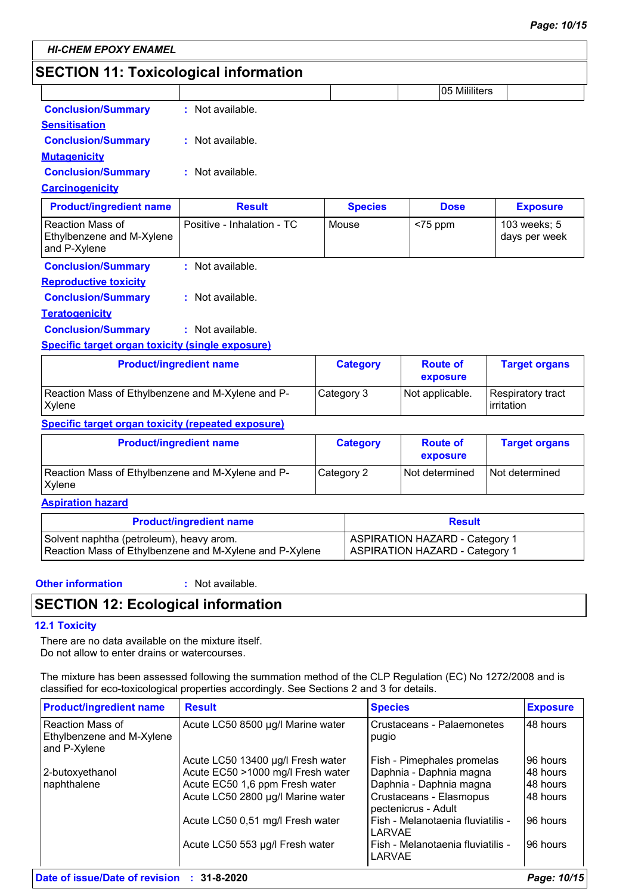## SECTION 11: Toxicological information

| | | | | 05 Mililiters | |
|---|---|---|---|---|---|

**Conclusion/Summary** : Not available.

**Sensitisation**

**Conclusion/Summary** : Not available.

**Mutagenicity**

**Conclusion/Summary** : Not available.

**Carcinogenicity**

| Product/ingredient name | Result | Species | Dose | Exposure |
|---|---|---|---|---|
| Reaction Mass of Ethylbenzene and M-Xylene and P-Xylene | Positive - Inhalation - TC | Mouse | <75 ppm | 103 weeks; 5 days per week |

**Conclusion/Summary** : Not available.

**Reproductive toxicity**

**Conclusion/Summary** : Not available.

**Teratogenicity**

**Conclusion/Summary** : Not available.

**Specific target organ toxicity (single exposure)**

| Product/ingredient name | Category | Route of exposure | Target organs |
|---|---|---|---|
| Reaction Mass of Ethylbenzene and M-Xylene and P-Xylene | Category 3 | Not applicable. | Respiratory tract irritation |

**Specific target organ toxicity (repeated exposure)**

| Product/ingredient name | Category | Route of exposure | Target organs |
|---|---|---|---|
| Reaction Mass of Ethylbenzene and M-Xylene and P-Xylene | Category 2 | Not determined | Not determined |

**Aspiration hazard**

| Product/ingredient name | Result |
|---|---|
| Solvent naphtha (petroleum), heavy arom. | ASPIRATION HAZARD - Category 1 |
| Reaction Mass of Ethylbenzene and M-Xylene and P-Xylene | ASPIRATION HAZARD - Category 1 |

**Other information** : Not available.

## SECTION 12: Ecological information

### 12.1 Toxicity

There are no data available on the mixture itself.
Do not allow to enter drains or watercourses.

The mixture has been assessed following the summation method of the CLP Regulation (EC) No 1272/2008 and is classified for eco-toxicological properties accordingly. See Sections 2 and 3 for details.

| Product/ingredient name | Result | Species | Exposure |
|---|---|---|---|
| Reaction Mass of Ethylbenzene and M-Xylene and P-Xylene | Acute LC50 8500 µg/l Marine water | Crustaceans - Palaemonetes pugio | 48 hours |
| | Acute LC50 13400 µg/l Fresh water | Fish - Pimephales promelas | 96 hours |
| 2-butoxyethanol | Acute EC50 >1000 mg/l Fresh water | Daphnia - Daphnia magna | 48 hours |
| naphthalene | Acute EC50 1,6 ppm Fresh water | Daphnia - Daphnia magna | 48 hours |
| | Acute LC50 2800 µg/l Marine water | Crustaceans - Elasmopus pectenicrus - Adult | 48 hours |
| | Acute LC50 0,51 mg/l Fresh water | Fish - Melanotaenia fluviatilis - LARVAE | 96 hours |
| | Acute LC50 553 µg/l Fresh water | Fish - Melanotaenia fluviatilis - LARVAE | 96 hours |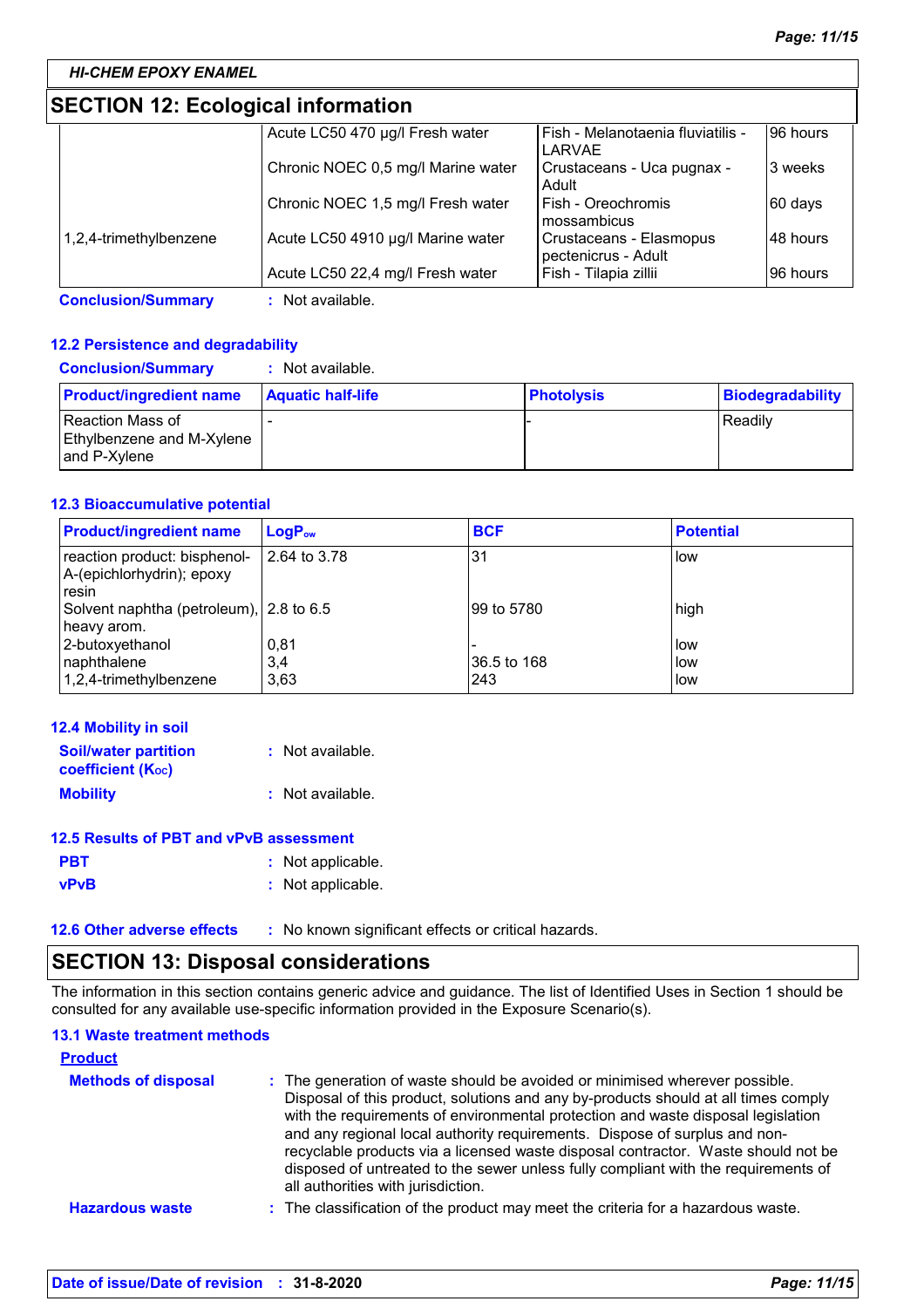## SECTION 12: Ecological information

| | | | |
|---|---|---|---|
| | Acute LC50 470 µg/l Fresh water | Fish - Melanotaenia fluviatilis - LARVAE | 96 hours |
| | Chronic NOEC 0,5 mg/l Marine water | Crustaceans - Uca pugnax - Adult | 3 weeks |
| | Chronic NOEC 1,5 mg/l Fresh water | Fish - Oreochromis mossambicus | 60 days |
| 1,2,4-trimethylbenzene | Acute LC50 4910 µg/l Marine water | Crustaceans - Elasmopus pectenicrus - Adult | 48 hours |
| | Acute LC50 22,4 mg/l Fresh water | Fish - Tilapia zillii | 96 hours |

**Conclusion/Summary** : Not available.

### 12.2 Persistence and degradability

**Conclusion/Summary** : Not available.

| Product/ingredient name | Aquatic half-life | Photolysis | Biodegradability |
|---|---|---|---|
| Reaction Mass of Ethylbenzene and M-Xylene and P-Xylene | - | - | Readily |

### 12.3 Bioaccumulative potential

| Product/ingredient name | $LogP_{ow}$ | BCF | Potential |
|---|---|---|---|
| reaction product: bisphenol-A-(epichlorhydrin); epoxy resin | 2.64 to 3.78 | 31 | low |
| Solvent naphtha (petroleum), heavy arom. | 2.8 to 6.5 | 99 to 5780 | high |
| 2-butoxyethanol | 0,81 | - | low |
| naphthalene | 3,4 | 36.5 to 168 | low |
| 1,2,4-trimethylbenzene | 3,63 | 243 | low |

### 12.4 Mobility in soil

**Soil/water partition coefficient ($K_{OC}$)** : Not available.

**Mobility** : Not available.

### 12.5 Results of PBT and vPvB assessment

**PBT** : Not applicable.

**vPvB** : Not applicable.

### 12.6 Other adverse effects

: No known significant effects or critical hazards.

## SECTION 13: Disposal considerations

The information in this section contains generic advice and guidance. The list of Identified Uses in Section 1 should be consulted for any available use-specific information provided in the Exposure Scenario(s).

### 13.1 Waste treatment methods

**Product**

**Methods of disposal** : The generation of waste should be avoided or minimised wherever possible. Disposal of this product, solutions and any by-products should at all times comply with the requirements of environmental protection and waste disposal legislation and any regional local authority requirements. Dispose of surplus and non-recyclable products via a licensed waste disposal contractor. Waste should not be disposed of untreated to the sewer unless fully compliant with the requirements of all authorities with jurisdiction.

**Hazardous waste** : The classification of the product may meet the criteria for a hazardous waste.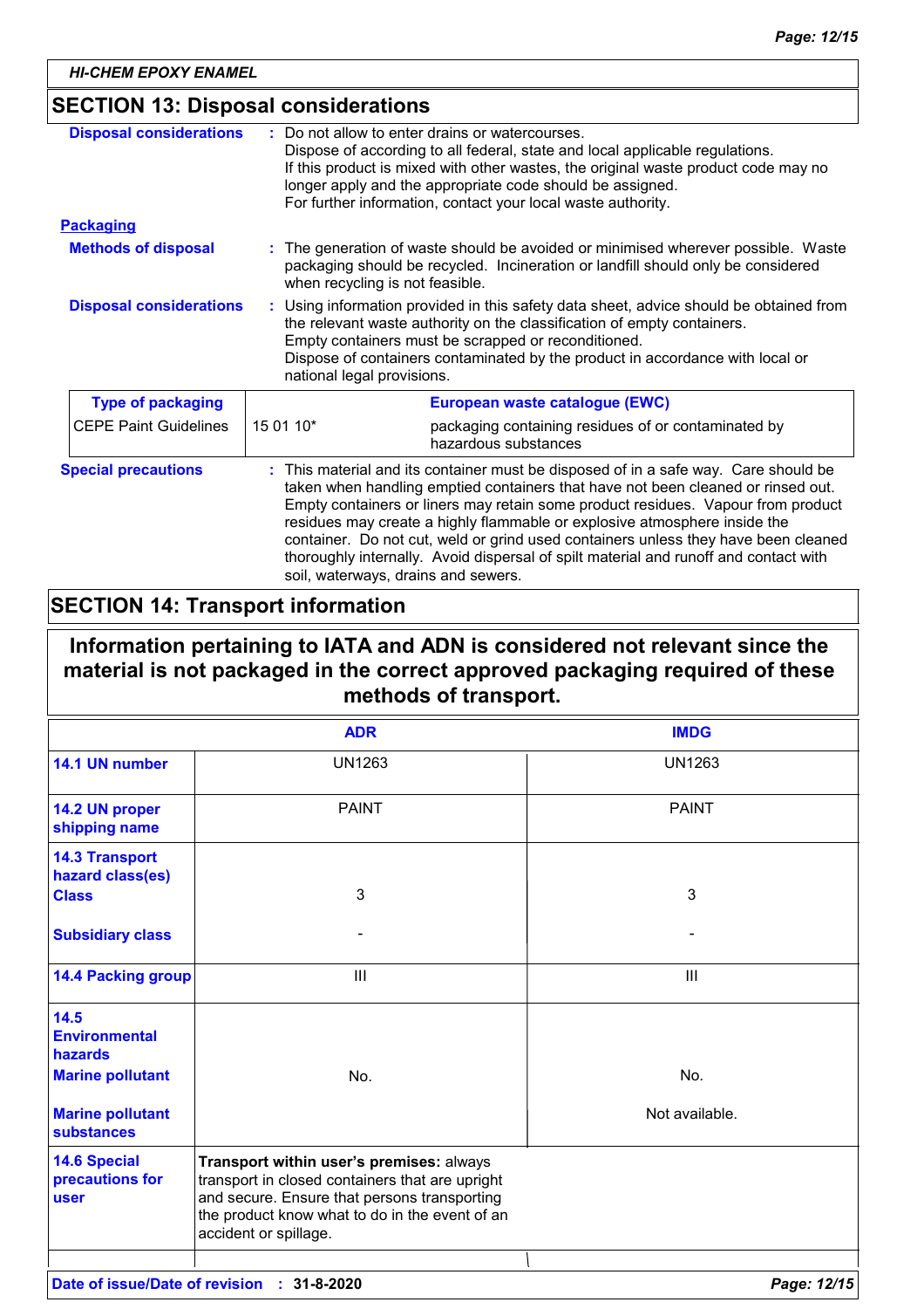## SECTION 13: Disposal considerations

**Disposal considerations** : Do not allow to enter drains or watercourses.
Dispose of according to all federal, state and local applicable regulations.
If this product is mixed with other wastes, the original waste product code may no longer apply and the appropriate code should be assigned.
For further information, contact your local waste authority.

### Packaging

**Methods of disposal** : The generation of waste should be avoided or minimised wherever possible. Waste packaging should be recycled. Incineration or landfill should only be considered when recycling is not feasible.

**Disposal considerations** : Using information provided in this safety data sheet, advice should be obtained from the relevant waste authority on the classification of empty containers.
Empty containers must be scrapped or reconditioned.
Dispose of containers contaminated by the product in accordance with local or national legal provisions.

| Type of packaging | European waste catalogue (EWC) | |
|---|---|---|
| CEPE Paint Guidelines | 15 01 10* | packaging containing residues of or contaminated by hazardous substances |

**Special precautions** : This material and its container must be disposed of in a safe way. Care should be taken when handling emptied containers that have not been cleaned or rinsed out. Empty containers or liners may retain some product residues. Vapour from product residues may create a highly flammable or explosive atmosphere inside the container. Do not cut, weld or grind used containers unless they have been cleaned thoroughly internally. Avoid dispersal of spilt material and runoff and contact with soil, waterways, drains and sewers.

## SECTION 14: Transport information

**Information pertaining to IATA and ADN is considered not relevant since the material is not packaged in the correct approved packaging required of these methods of transport.**

| | ADR | IMDG |
|---|---|---|
| **14.1 UN number** | UN1263 | UN1263 |
| **14.2 UN proper shipping name** | PAINT | PAINT |
| **14.3 Transport hazard class(es)** **Class** | 3 | 3 |
| **Subsidiary class** | - | - |
| **14.4 Packing group** | III | III |
| **14.5 Environmental hazards** **Marine pollutant** | No. | No. |
| **Marine pollutant substances** | | Not available. |
| **14.6 Special precautions for user** | **Transport within user's premises:** always transport in closed containers that are upright and secure. Ensure that persons transporting the product know what to do in the event of an accident or spillage. | |

**Date of issue/Date of revision** : **31-8-2020**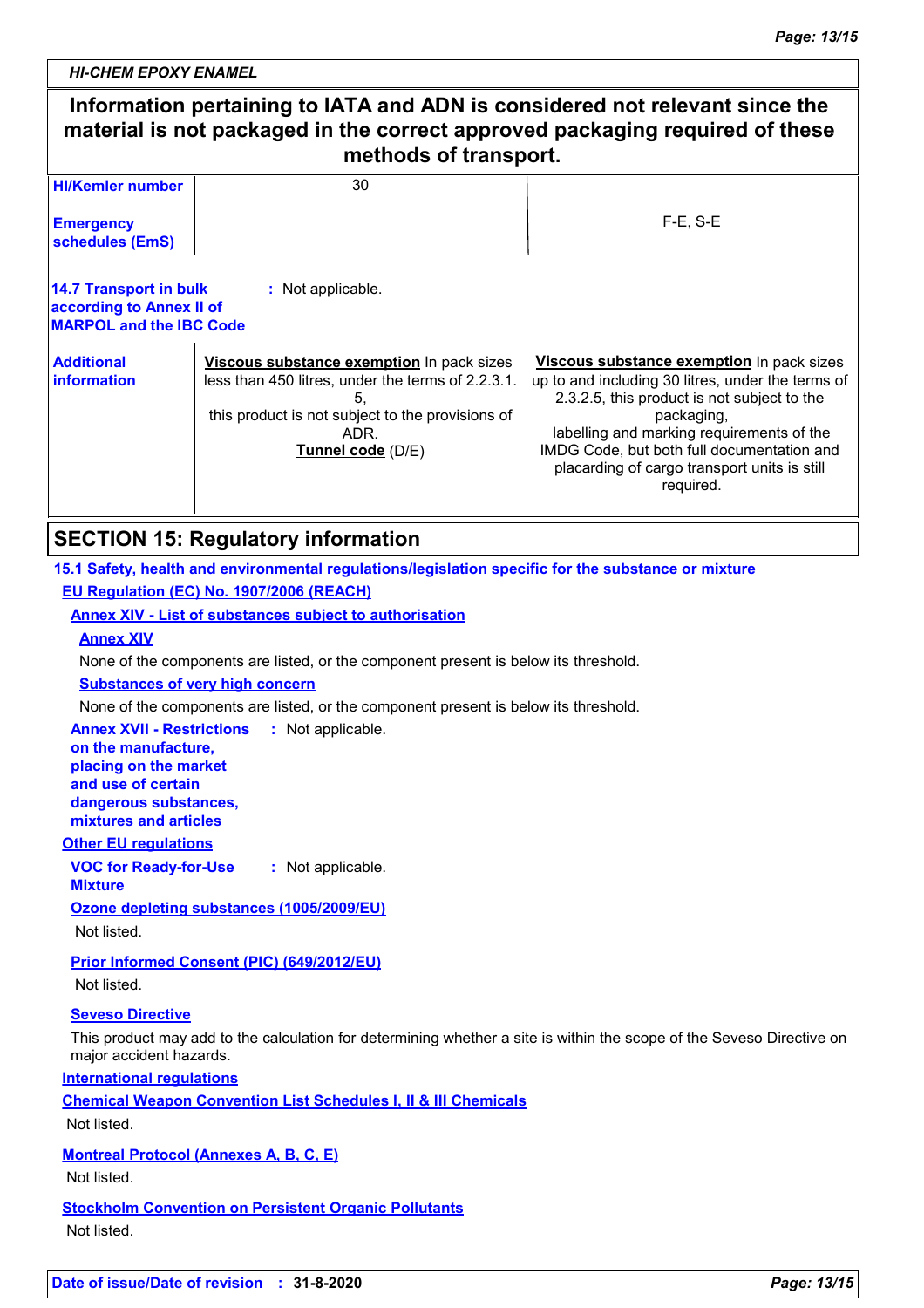**Information pertaining to IATA and ADN is considered not relevant since the material is not packaged in the correct approved packaging required of these methods of transport.**

| | | |
|---|---|---|
| **HI/Kemler number** | 30 | |
| **Emergency schedules (EmS)** | | F-E, S-E |

**14.7 Transport in bulk according to Annex II of MARPOL and the IBC Code** : Not applicable.

| | | |
|---|---|---|
| **Additional information** | **Viscous substance exemption** In pack sizes less than 450 litres, under the terms of 2.2.3.1.5, this product is not subject to the provisions of ADR. **Tunnel code** (D/E) | **Viscous substance exemption** In pack sizes up to and including 30 litres, under the terms of 2.3.2.5, this product is not subject to the packaging, labelling and marking requirements of the IMDG Code, but both full documentation and placarding of cargo transport units is still required. |

## SECTION 15: Regulatory information

**15.1 Safety, health and environmental regulations/legislation specific for the substance or mixture**

**EU Regulation (EC) No. 1907/2006 (REACH)**

**Annex XIV - List of substances subject to authorisation**

**Annex XIV**

None of the components are listed, or the component present is below its threshold.

**Substances of very high concern**

None of the components are listed, or the component present is below its threshold.

**Annex XVII - Restrictions on the manufacture, placing on the market and use of certain dangerous substances, mixtures and articles** : Not applicable.

**Other EU regulations**

**VOC for Ready-for-Use Mixture** : Not applicable.

**Ozone depleting substances (1005/2009/EU)**

Not listed.

**Prior Informed Consent (PIC) (649/2012/EU)**

Not listed.

**Seveso Directive**

This product may add to the calculation for determining whether a site is within the scope of the Seveso Directive on major accident hazards.

**International regulations**

**Chemical Weapon Convention List Schedules I, II & III Chemicals**

Not listed.

**Montreal Protocol (Annexes A, B, C, E)**

Not listed.

**Stockholm Convention on Persistent Organic Pollutants**

Not listed.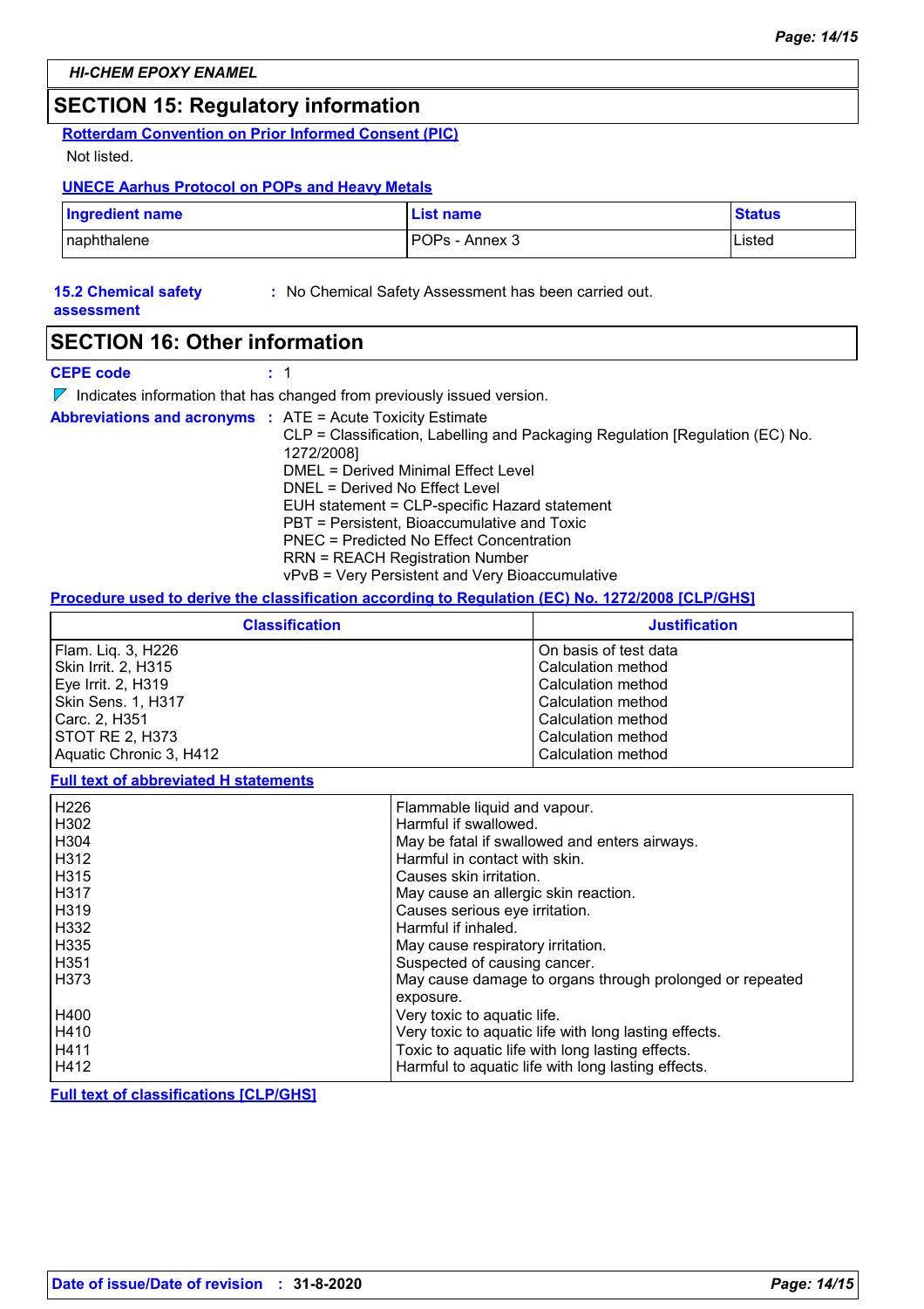## SECTION 15: Regulatory information

**Rotterdam Convention on Prior Informed Consent (PIC)**

Not listed.

**UNECE Aarhus Protocol on POPs and Heavy Metals**

| Ingredient name | List name | Status |
|---|---|---|
| naphthalene | POPs - Annex 3 | Listed |

**15.2 Chemical safety assessment** : No Chemical Safety Assessment has been carried out.

## SECTION 16: Other information

**CEPE code** : 1

Indicates information that has changed from previously issued version.

**Abbreviations and acronyms** :
ATE = Acute Toxicity Estimate
CLP = Classification, Labelling and Packaging Regulation [Regulation (EC) No. 1272/2008]
DMEL = Derived Minimal Effect Level
DNEL = Derived No Effect Level
EUH statement = CLP-specific Hazard statement
PBT = Persistent, Bioaccumulative and Toxic
PNEC = Predicted No Effect Concentration
RRN = REACH Registration Number
vPvB = Very Persistent and Very Bioaccumulative

**Procedure used to derive the classification according to Regulation (EC) No. 1272/2008 [CLP/GHS]**

| Classification | Justification |
|---|---|
| Flam. Liq. 3, H226 | On basis of test data |
| Skin Irrit. 2, H315 | Calculation method |
| Eye Irrit. 2, H319 | Calculation method |
| Skin Sens. 1, H317 | Calculation method |
| Carc. 2, H351 | Calculation method |
| STOT RE 2, H373 | Calculation method |
| Aquatic Chronic 3, H412 | Calculation method |

**Full text of abbreviated H statements**

| | |
|---|---|
| H226 | Flammable liquid and vapour. |
| H302 | Harmful if swallowed. |
| H304 | May be fatal if swallowed and enters airways. |
| H312 | Harmful in contact with skin. |
| H315 | Causes skin irritation. |
| H317 | May cause an allergic skin reaction. |
| H319 | Causes serious eye irritation. |
| H332 | Harmful if inhaled. |
| H335 | May cause respiratory irritation. |
| H351 | Suspected of causing cancer. |
| H373 | May cause damage to organs through prolonged or repeated exposure. |
| H400 | Very toxic to aquatic life. |
| H410 | Very toxic to aquatic life with long lasting effects. |
| H411 | Toxic to aquatic life with long lasting effects. |
| H412 | Harmful to aquatic life with long lasting effects. |

**Full text of classifications [CLP/GHS]**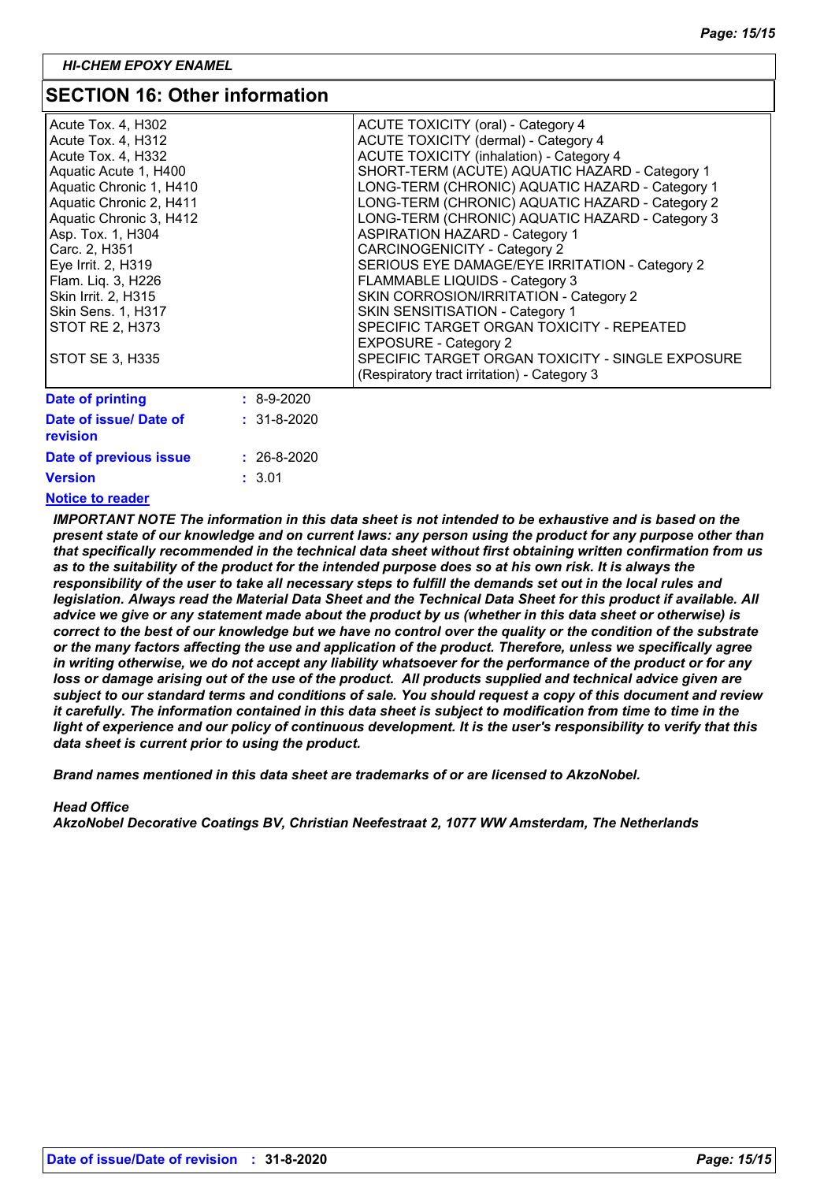*HI-CHEM EPOXY ENAMEL*

## SECTION 16: Other information

| | |
|---|---|
| Acute Tox. 4, H302 | ACUTE TOXICITY (oral) - Category 4 |
| Acute Tox. 4, H312 | ACUTE TOXICITY (dermal) - Category 4 |
| Acute Tox. 4, H332 | ACUTE TOXICITY (inhalation) - Category 4 |
| Aquatic Acute 1, H400 | SHORT-TERM (ACUTE) AQUATIC HAZARD - Category 1 |
| Aquatic Chronic 1, H410 | LONG-TERM (CHRONIC) AQUATIC HAZARD - Category 1 |
| Aquatic Chronic 2, H411 | LONG-TERM (CHRONIC) AQUATIC HAZARD - Category 2 |
| Aquatic Chronic 3, H412 | LONG-TERM (CHRONIC) AQUATIC HAZARD - Category 3 |
| Asp. Tox. 1, H304 | ASPIRATION HAZARD - Category 1 |
| Carc. 2, H351 | CARCINOGENICITY - Category 2 |
| Eye Irrit. 2, H319 | SERIOUS EYE DAMAGE/EYE IRRITATION - Category 2 |
| Flam. Liq. 3, H226 | FLAMMABLE LIQUIDS - Category 3 |
| Skin Irrit. 2, H315 | SKIN CORROSION/IRRITATION - Category 2 |
| Skin Sens. 1, H317 | SKIN SENSITISATION - Category 1 |
| STOT RE 2, H373 | SPECIFIC TARGET ORGAN TOXICITY - REPEATED EXPOSURE - Category 2 |
| STOT SE 3, H335 | SPECIFIC TARGET ORGAN TOXICITY - SINGLE EXPOSURE (Respiratory tract irritation) - Category 3 |

**Date of printing** : 8-9-2020

**Date of issue/ Date of revision** : 31-8-2020

**Date of previous issue** : 26-8-2020

**Version** : 3.01

**Notice to reader**

***IMPORTANT NOTE The information in this data sheet is not intended to be exhaustive and is based on the present state of our knowledge and on current laws: any person using the product for any purpose other than that specifically recommended in the technical data sheet without first obtaining written confirmation from us as to the suitability of the product for the intended purpose does so at his own risk. It is always the responsibility of the user to take all necessary steps to fulfill the demands set out in the local rules and legislation. Always read the Material Data Sheet and the Technical Data Sheet for this product if available. All advice we give or any statement made about the product by us (whether in this data sheet or otherwise) is correct to the best of our knowledge but we have no control over the quality or the condition of the substrate or the many factors affecting the use and application of the product. Therefore, unless we specifically agree in writing otherwise, we do not accept any liability whatsoever for the performance of the product or for any loss or damage arising out of the use of the product. All products supplied and technical advice given are subject to our standard terms and conditions of sale. You should request a copy of this document and review it carefully. The information contained in this data sheet is subject to modification from time to time in the light of experience and our policy of continuous development. It is the user's responsibility to verify that this data sheet is current prior to using the product.***

***Brand names mentioned in this data sheet are trademarks of or are licensed to AkzoNobel.***

***Head Office***
***AkzoNobel Decorative Coatings BV, Christian Neefestraat 2, 1077 WW Amsterdam, The Netherlands***